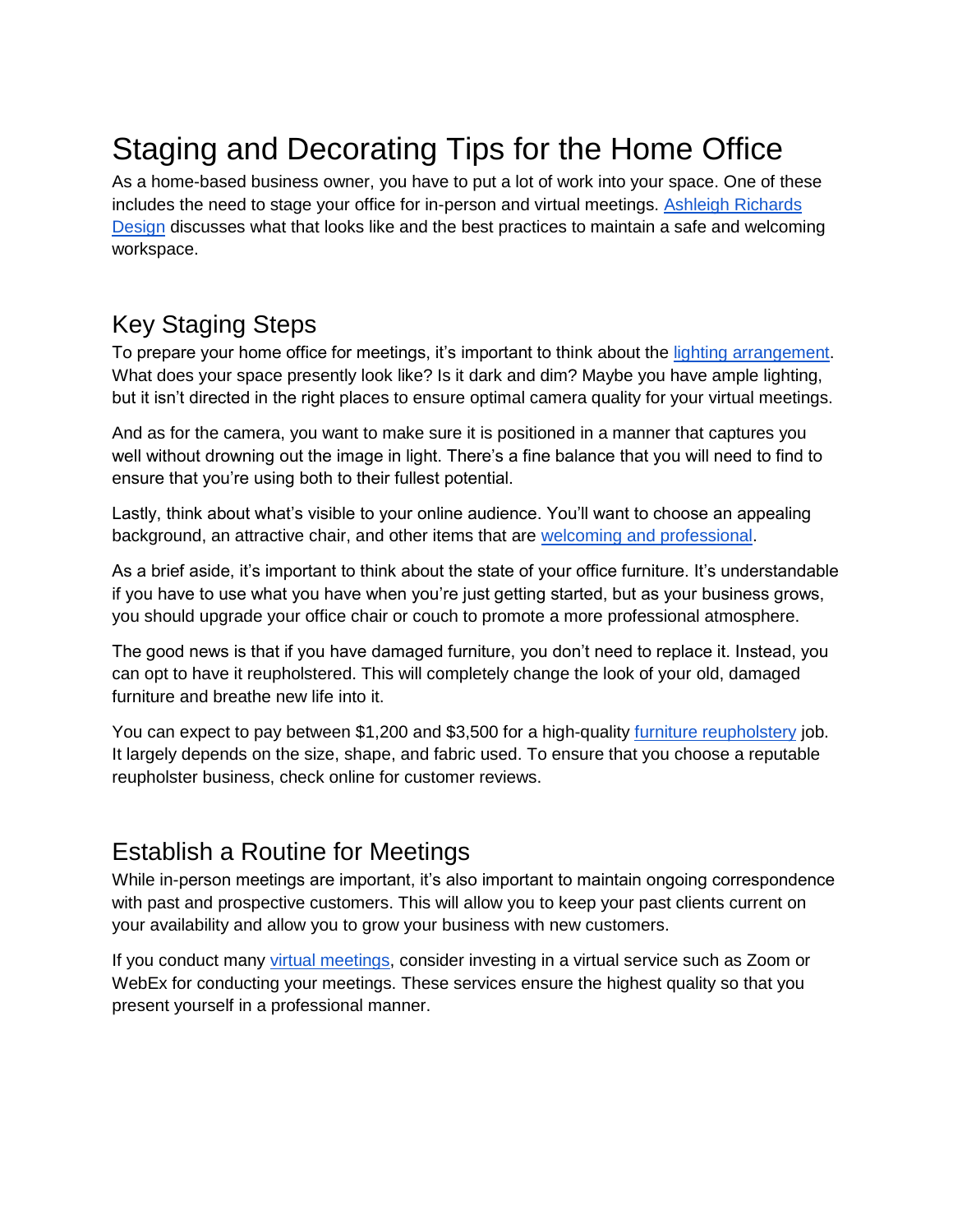# Staging and Decorating Tips for the Home Office

As a home-based business owner, you have to put a lot of work into your space. One of these includes the need to stage your office for in-person and virtual meetings. Ashleigh Richards Design discusses what that looks like and the best practices to maintain a safe and welcoming workspace.

## Key Staging Steps

To prepare your home office for meetings, it's important to think about the lighting arrangement. What does your space presently look like? Is it dark and dim? Maybe you have ample lighting, but it isn't directed in the right places to ensure optimal camera quality for your virtual meetings.

And as for the camera, you want to make sure it is positioned in a manner that captures you well without drowning out the image in light. There's a fine balance that you will need to find to ensure that you're using both to their fullest potential.

Lastly, think about what's visible to your online audience. You'll want to choose an appealing background, an attractive chair, and other items that are welcoming and professional.

As a brief aside, it's important to think about the state of your office furniture. It's understandable if you have to use what you have when you're just getting started, but as your business grows, you should upgrade your office chair or couch to promote a more professional atmosphere.

The good news is that if you have damaged furniture, you don't need to replace it. Instead, you can opt to have it reupholstered. This will completely change the look of your old, damaged furniture and breathe new life into it.

You can expect to pay between $1,200 and $3,500 for a high-quality furniture reupholstery job. It largely depends on the size, shape, and fabric used. To ensure that you choose a reputable reupholster business, check online for customer reviews.

## Establish a Routine for Meetings

While in-person meetings are important, it's also important to maintain ongoing correspondence with past and prospective customers. This will allow you to keep your past clients current on your availability and allow you to grow your business with new customers.

If you conduct many virtual meetings, consider investing in a virtual service such as Zoom or WebEx for conducting your meetings. These services ensure the highest quality so that you present yourself in a professional manner.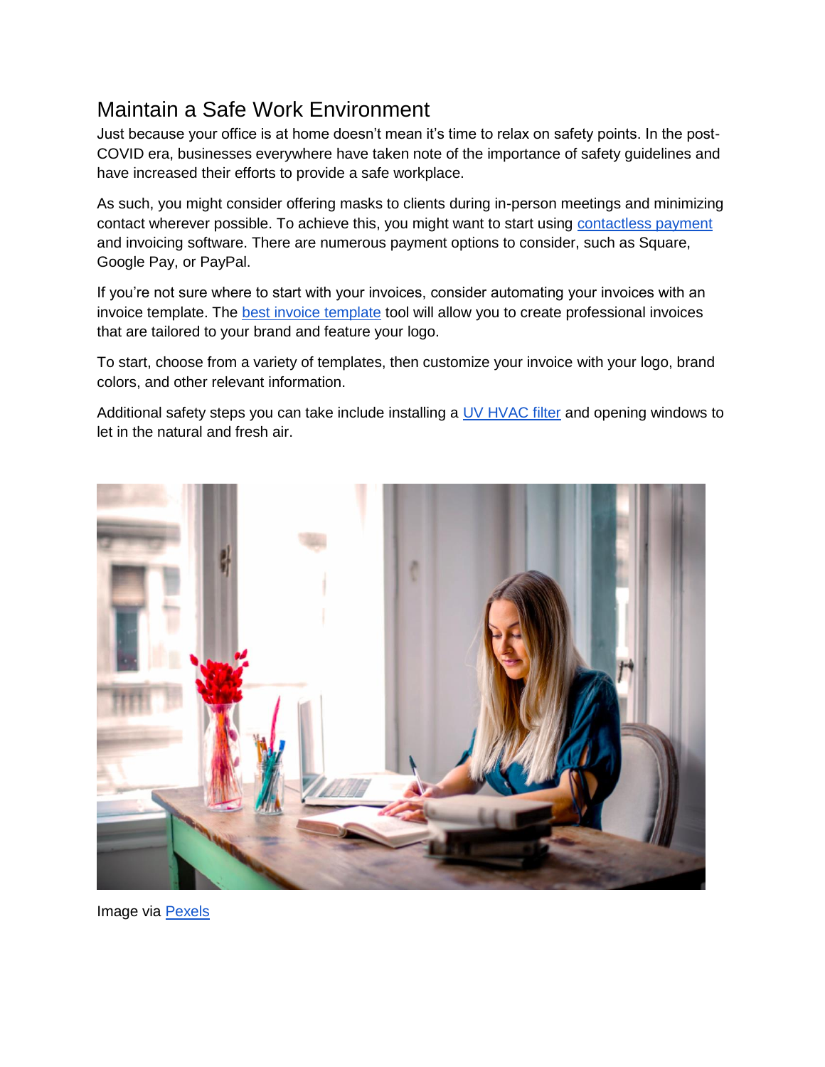## Maintain a Safe Work Environment

Just because your office is at home doesn't mean it's time to relax on safety points. In the post-COVID era, businesses everywhere have taken note of the importance of safety guidelines and have increased their efforts to provide a safe workplace.

As such, you might consider offering masks to clients during in-person meetings and minimizing contact wherever possible. To achieve this, you might want to start using [contactless payment]() and invoicing software. There are numerous payment options to consider, such as Square, Google Pay, or PayPal.

If you're not sure where to start with your invoices, consider automating your invoices with an invoice template. The [best invoice template]() tool will allow you to create professional invoices that are tailored to your brand and feature your logo.

To start, choose from a variety of templates, then customize your invoice with your logo, brand colors, and other relevant information.

Additional safety steps you can take include installing a [UV HVAC filter]() and opening windows to let in the natural and fresh air.

Image via [Pexels]()